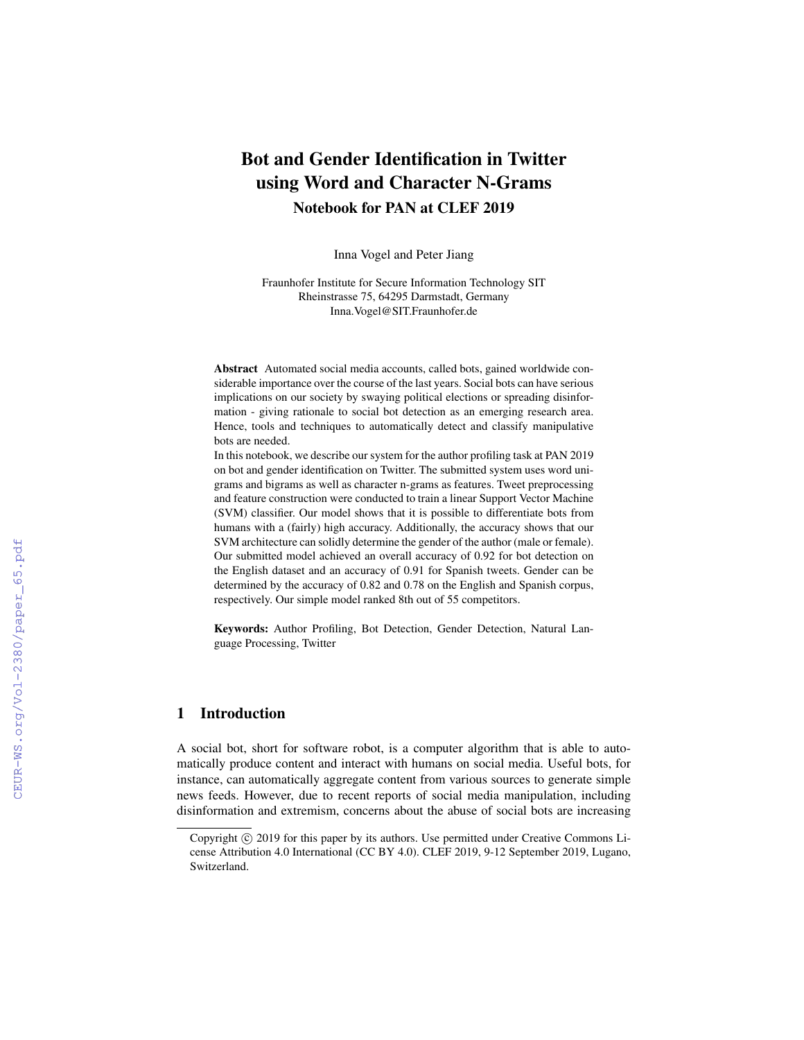# Bot and Gender Identification in Twitter using Word and Character N-Grams

## Notebook for PAN at CLEF 2019

Inna Vogel and Peter Jiang

Fraunhofer Institute for Secure Information Technology SIT
Rheinstrasse 75, 64295 Darmstadt, Germany
Inna.Vogel@SIT.Fraunhofer.de

**Abstract** Automated social media accounts, called bots, gained worldwide considerable importance over the course of the last years. Social bots can have serious implications on our society by swaying political elections or spreading disinformation - giving rationale to social bot detection as an emerging research area. Hence, tools and techniques to automatically detect and classify manipulative bots are needed.
In this notebook, we describe our system for the author profiling task at PAN 2019 on bot and gender identification on Twitter. The submitted system uses word unigrams and bigrams as well as character n-grams as features. Tweet preprocessing and feature construction were conducted to train a linear Support Vector Machine (SVM) classifier. Our model shows that it is possible to differentiate bots from humans with a (fairly) high accuracy. Additionally, the accuracy shows that our SVM architecture can solidly determine the gender of the author (male or female). Our submitted model achieved an overall accuracy of 0.92 for bot detection on the English dataset and an accuracy of 0.91 for Spanish tweets. Gender can be determined by the accuracy of 0.82 and 0.78 on the English and Spanish corpus, respectively. Our simple model ranked 8th out of 55 competitors.

**Keywords:** Author Profiling, Bot Detection, Gender Detection, Natural Language Processing, Twitter

## 1 Introduction

A social bot, short for software robot, is a computer algorithm that is able to automatically produce content and interact with humans on social media. Useful bots, for instance, can automatically aggregate content from various sources to generate simple news feeds. However, due to recent reports of social media manipulation, including disinformation and extremism, concerns about the abuse of social bots are increasing

Copyright © 2019 for this paper by its authors. Use permitted under Creative Commons License Attribution 4.0 International (CC BY 4.0). CLEF 2019, 9-12 September 2019, Lugano, Switzerland.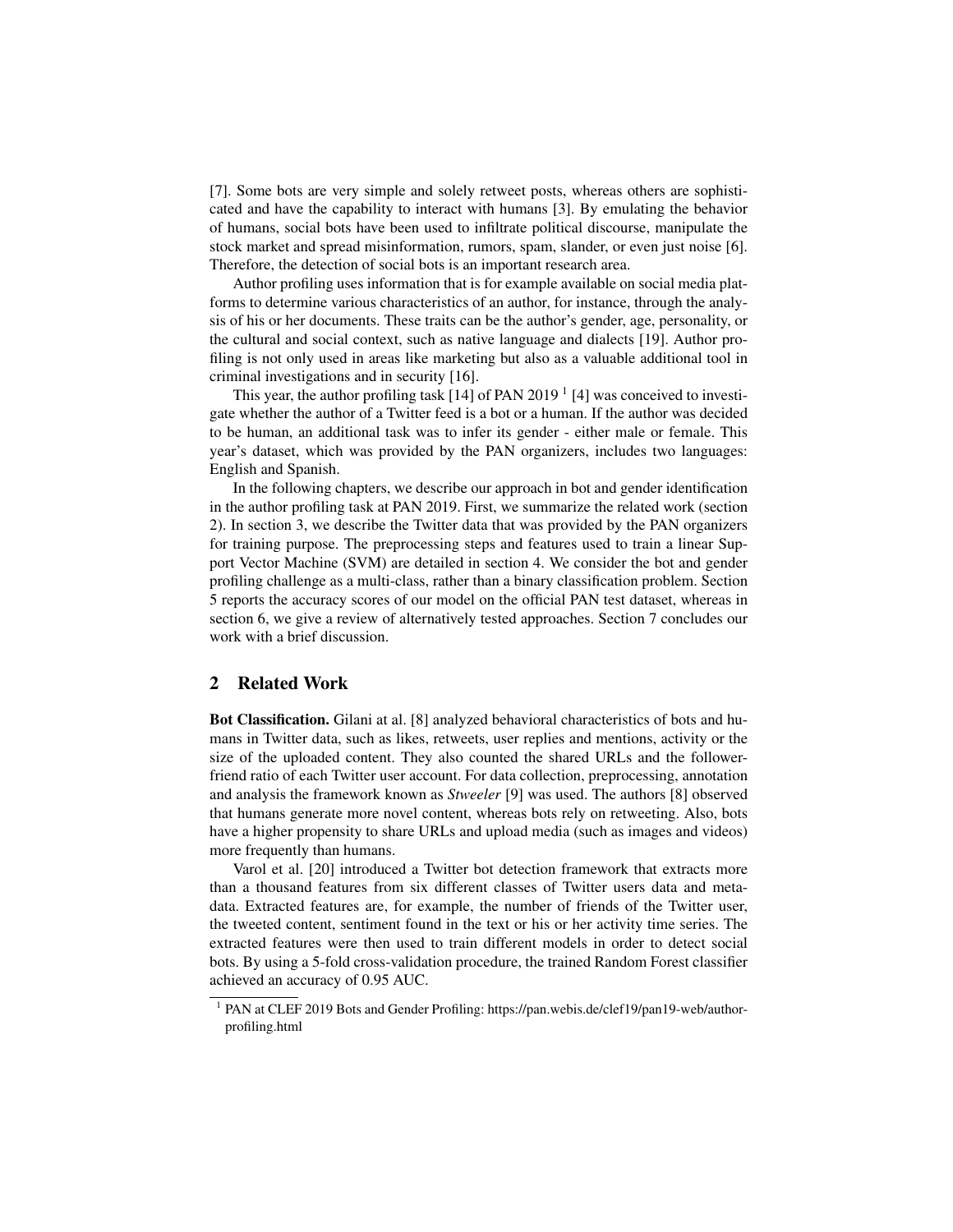[7]. Some bots are very simple and solely retweet posts, whereas others are sophisticated and have the capability to interact with humans [3]. By emulating the behavior of humans, social bots have been used to infiltrate political discourse, manipulate the stock market and spread misinformation, rumors, spam, slander, or even just noise [6]. Therefore, the detection of social bots is an important research area.

Author profiling uses information that is for example available on social media platforms to determine various characteristics of an author, for instance, through the analysis of his or her documents. These traits can be the author's gender, age, personality, or the cultural and social context, such as native language and dialects [19]. Author profiling is not only used in areas like marketing but also as a valuable additional tool in criminal investigations and in security [16].

This year, the author profiling task [14] of PAN 2019 [1] [4] was conceived to investigate whether the author of a Twitter feed is a bot or a human. If the author was decided to be human, an additional task was to infer its gender - either male or female. This year's dataset, which was provided by the PAN organizers, includes two languages: English and Spanish.

In the following chapters, we describe our approach in bot and gender identification in the author profiling task at PAN 2019. First, we summarize the related work (section 2). In section 3, we describe the Twitter data that was provided by the PAN organizers for training purpose. The preprocessing steps and features used to train a linear Support Vector Machine (SVM) are detailed in section 4. We consider the bot and gender profiling challenge as a multi-class, rather than a binary classification problem. Section 5 reports the accuracy scores of our model on the official PAN test dataset, whereas in section 6, we give a review of alternatively tested approaches. Section 7 concludes our work with a brief discussion.

## 2 Related Work

**Bot Classification.** Gilani at al. [8] analyzed behavioral characteristics of bots and humans in Twitter data, such as likes, retweets, user replies and mentions, activity or the size of the uploaded content. They also counted the shared URLs and the follower-friend ratio of each Twitter user account. For data collection, preprocessing, annotation and analysis the framework known as *Stweeler* [9] was used. The authors [8] observed that humans generate more novel content, whereas bots rely on retweeting. Also, bots have a higher propensity to share URLs and upload media (such as images and videos) more frequently than humans.

Varol et al. [20] introduced a Twitter bot detection framework that extracts more than a thousand features from six different classes of Twitter users data and metadata. Extracted features are, for example, the number of friends of the Twitter user, the tweeted content, sentiment found in the text or his or her activity time series. The extracted features were then used to train different models in order to detect social bots. By using a 5-fold cross-validation procedure, the trained Random Forest classifier achieved an accuracy of 0.95 AUC.

[1] PAN at CLEF 2019 Bots and Gender Profiling: https://pan.webis.de/clef19/pan19-web/author-profiling.html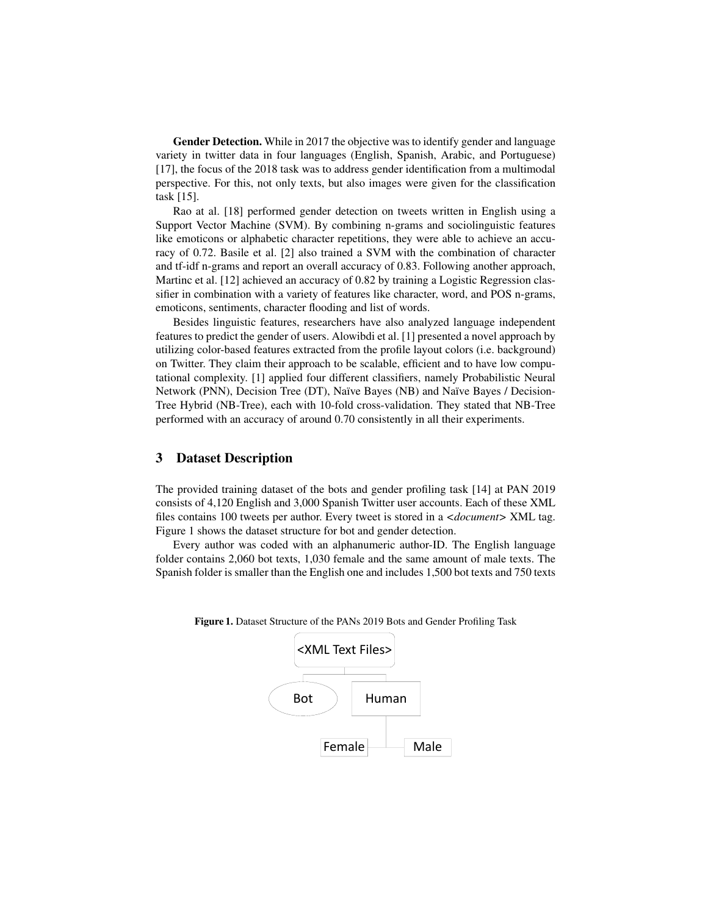**Gender Detection.** While in 2017 the objective was to identify gender and language variety in twitter data in four languages (English, Spanish, Arabic, and Portuguese) [17], the focus of the 2018 task was to address gender identification from a multimodal perspective. For this, not only texts, but also images were given for the classification task [15].

Rao at al. [18] performed gender detection on tweets written in English using a Support Vector Machine (SVM). By combining n-grams and sociolinguistic features like emoticons or alphabetic character repetitions, they were able to achieve an accuracy of 0.72. Basile et al. [2] also trained a SVM with the combination of character and tf-idf n-grams and report an overall accuracy of 0.83. Following another approach, Martinc et al. [12] achieved an accuracy of 0.82 by training a Logistic Regression classifier in combination with a variety of features like character, word, and POS n-grams, emoticons, sentiments, character flooding and list of words.

Besides linguistic features, researchers have also analyzed language independent features to predict the gender of users. Alowibdi et al. [1] presented a novel approach by utilizing color-based features extracted from the profile layout colors (i.e. background) on Twitter. They claim their approach to be scalable, efficient and to have low computational complexity. [1] applied four different classifiers, namely Probabilistic Neural Network (PNN), Decision Tree (DT), Naïve Bayes (NB) and Naïve Bayes / Decision-Tree Hybrid (NB-Tree), each with 10-fold cross-validation. They stated that NB-Tree performed with an accuracy of around 0.70 consistently in all their experiments.

## 3 Dataset Description

The provided training dataset of the bots and gender profiling task [14] at PAN 2019 consists of 4,120 English and 3,000 Spanish Twitter user accounts. Each of these XML files contains 100 tweets per author. Every tweet is stored in a <*document*> XML tag. Figure 1 shows the dataset structure for bot and gender detection.

Every author was coded with an alphanumeric author-ID. The English language folder contains 2,060 bot texts, 1,030 female and the same amount of male texts. The Spanish folder is smaller than the English one and includes 1,500 bot texts and 750 texts

**Figure 1.** Dataset Structure of the PANs 2019 Bots and Gender Profiling Task

<XML Text Files>

Bot | Human

Female | Male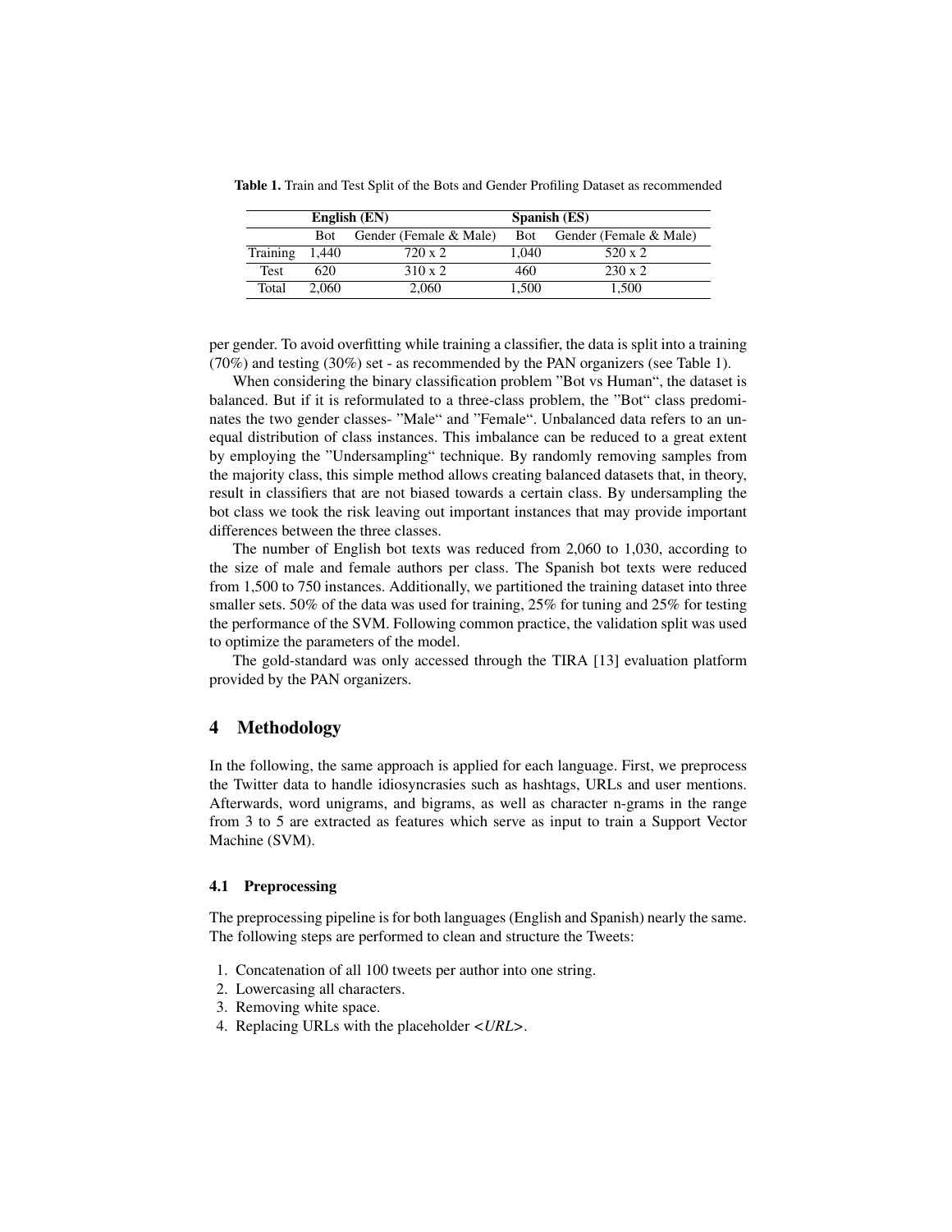**Table 1.** Train and Test Split of the Bots and Gender Profiling Dataset as recommended

| | **English (EN)** | | **Spanish (ES)** | |
|---|---|---|---|---|
| | Bot | Gender (Female & Male) | Bot | Gender (Female & Male) |
| Training | 1,440 | 720 x 2 | 1,040 | 520 x 2 |
| Test | 620 | 310 x 2 | 460 | 230 x 2 |
| Total | 2,060 | 2,060 | 1,500 | 1,500 |

per gender. To avoid overfitting while training a classifier, the data is split into a training (70%) and testing (30%) set - as recommended by the PAN organizers (see Table 1).

When considering the binary classification problem "Bot vs Human", the dataset is balanced. But if it is reformulated to a three-class problem, the "Bot" class predominates the two gender classes- "Male" and "Female". Unbalanced data refers to an unequal distribution of class instances. This imbalance can be reduced to a great extent by employing the "Undersampling" technique. By randomly removing samples from the majority class, this simple method allows creating balanced datasets that, in theory, result in classifiers that are not biased towards a certain class. By undersampling the bot class we took the risk leaving out important instances that may provide important differences between the three classes.

The number of English bot texts was reduced from 2,060 to 1,030, according to the size of male and female authors per class. The Spanish bot texts were reduced from 1,500 to 750 instances. Additionally, we partitioned the training dataset into three smaller sets. 50% of the data was used for training, 25% for tuning and 25% for testing the performance of the SVM. Following common practice, the validation split was used to optimize the parameters of the model.

The gold-standard was only accessed through the TIRA [13] evaluation platform provided by the PAN organizers.

## 4 Methodology

In the following, the same approach is applied for each language. First, we preprocess the Twitter data to handle idiosyncrasies such as hashtags, URLs and user mentions. Afterwards, word unigrams, and bigrams, as well as character n-grams in the range from 3 to 5 are extracted as features which serve as input to train a Support Vector Machine (SVM).

### 4.1 Preprocessing

The preprocessing pipeline is for both languages (English and Spanish) nearly the same. The following steps are performed to clean and structure the Tweets:

1. Concatenation of all 100 tweets per author into one string.
2. Lowercasing all characters.
3. Removing white space.
4. Replacing URLs with the placeholder <*URL*>.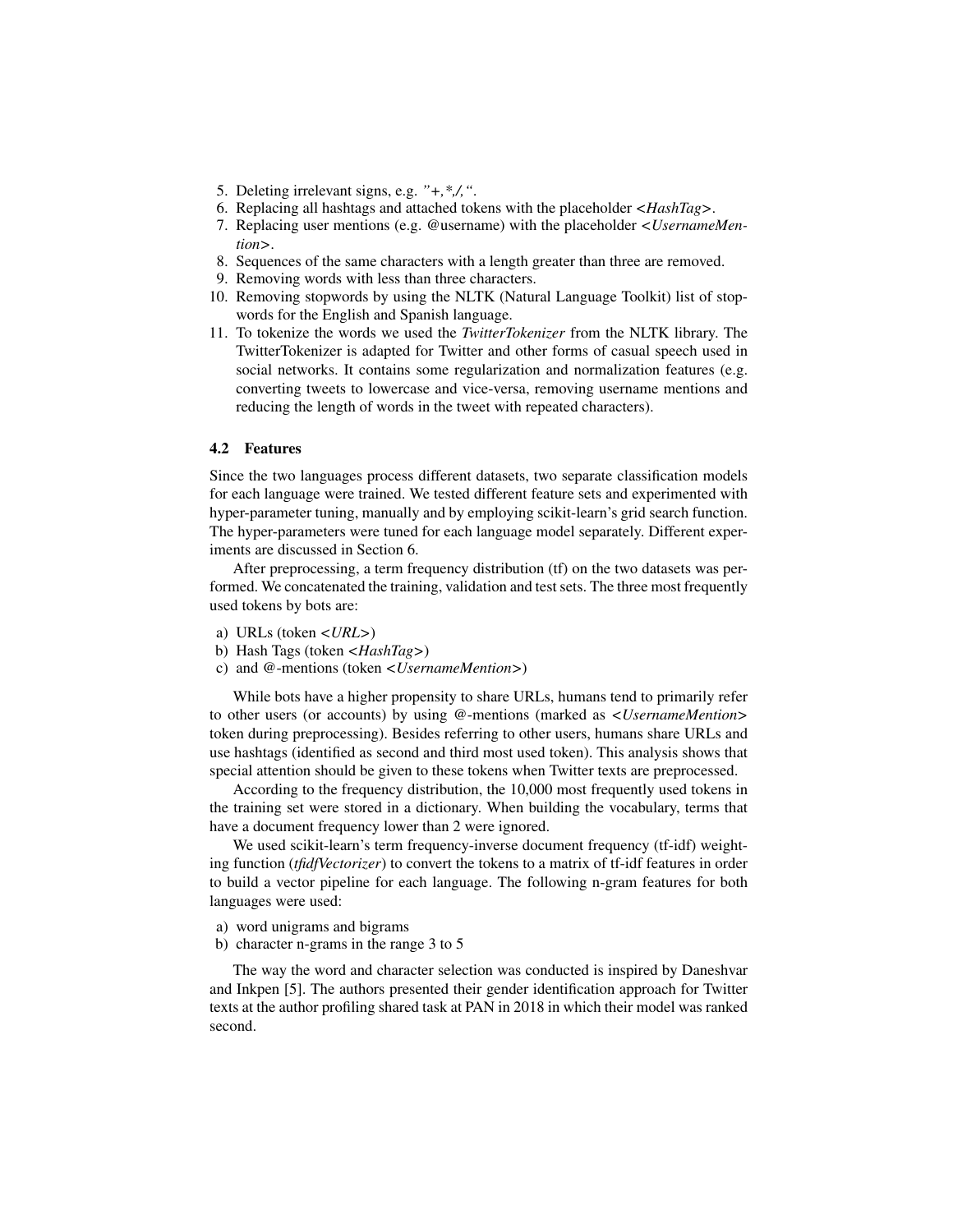5. Deleting irrelevant signs, e.g. *"+,*,/,"*.
6. Replacing all hashtags and attached tokens with the placeholder <*HashTag*>.
7. Replacing user mentions (e.g. @username) with the placeholder <*UsernameMention*>.
8. Sequences of the same characters with a length greater than three are removed.
9. Removing words with less than three characters.
10. Removing stopwords by using the NLTK (Natural Language Toolkit) list of stopwords for the English and Spanish language.
11. To tokenize the words we used the *TwitterTokenizer* from the NLTK library. The TwitterTokenizer is adapted for Twitter and other forms of casual speech used in social networks. It contains some regularization and normalization features (e.g. converting tweets to lowercase and vice-versa, removing username mentions and reducing the length of words in the tweet with repeated characters).

### 4.2 Features

Since the two languages process different datasets, two separate classification models for each language were trained. We tested different feature sets and experimented with hyper-parameter tuning, manually and by employing scikit-learn's grid search function. The hyper-parameters were tuned for each language model separately. Different experiments are discussed in Section 6.

After preprocessing, a term frequency distribution (tf) on the two datasets was performed. We concatenated the training, validation and test sets. The three most frequently used tokens by bots are:

a) URLs (token <*URL*>)
b) Hash Tags (token <*HashTag*>)
c) and @-mentions (token <*UsernameMention*>)

While bots have a higher propensity to share URLs, humans tend to primarily refer to other users (or accounts) by using @-mentions (marked as <*UsernameMention*> token during preprocessing). Besides referring to other users, humans share URLs and use hashtags (identified as second and third most used token). This analysis shows that special attention should be given to these tokens when Twitter texts are preprocessed.

According to the frequency distribution, the 10,000 most frequently used tokens in the training set were stored in a dictionary. When building the vocabulary, terms that have a document frequency lower than 2 were ignored.

We used scikit-learn's term frequency-inverse document frequency (tf-idf) weighting function (*tfidfVectorizer*) to convert the tokens to a matrix of tf-idf features in order to build a vector pipeline for each language. The following n-gram features for both languages were used:

a) word unigrams and bigrams
b) character n-grams in the range 3 to 5

The way the word and character selection was conducted is inspired by Daneshvar and Inkpen [5]. The authors presented their gender identification approach for Twitter texts at the author profiling shared task at PAN in 2018 in which their model was ranked second.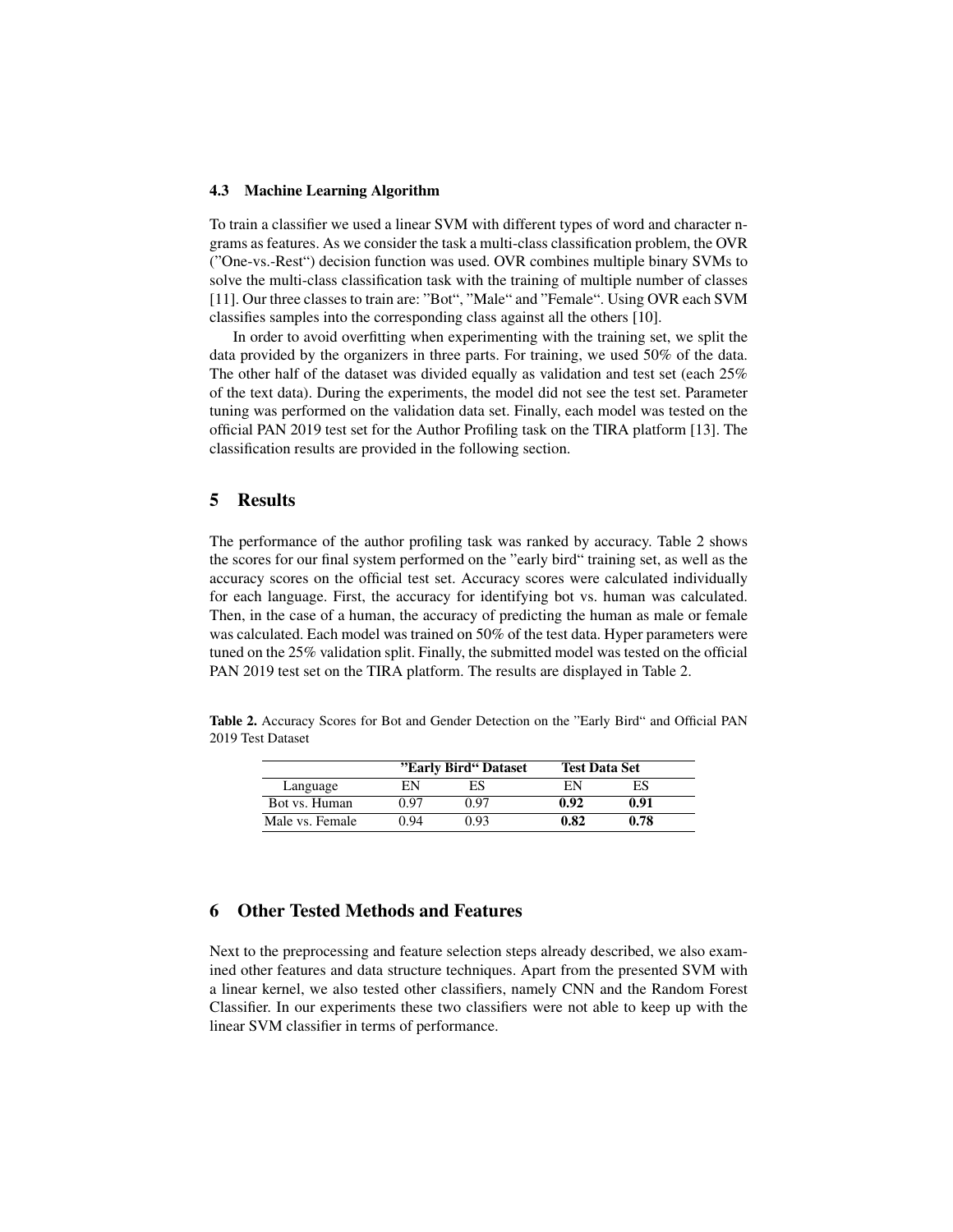### 4.3 Machine Learning Algorithm

To train a classifier we used a linear SVM with different types of word and character n-grams as features. As we consider the task a multi-class classification problem, the OVR ("One-vs.-Rest") decision function was used. OVR combines multiple binary SVMs to solve the multi-class classification task with the training of multiple number of classes [11]. Our three classes to train are: "Bot", "Male" and "Female". Using OVR each SVM classifies samples into the corresponding class against all the others [10].

In order to avoid overfitting when experimenting with the training set, we split the data provided by the organizers in three parts. For training, we used 50% of the data. The other half of the dataset was divided equally as validation and test set (each 25% of the text data). During the experiments, the model did not see the test set. Parameter tuning was performed on the validation data set. Finally, each model was tested on the official PAN 2019 test set for the Author Profiling task on the TIRA platform [13]. The classification results are provided in the following section.

## 5 Results

The performance of the author profiling task was ranked by accuracy. Table 2 shows the scores for our final system performed on the "early bird" training set, as well as the accuracy scores on the official test set. Accuracy scores were calculated individually for each language. First, the accuracy for identifying bot vs. human was calculated. Then, in the case of a human, the accuracy of predicting the human as male or female was calculated. Each model was trained on 50% of the test data. Hyper parameters were tuned on the 25% validation split. Finally, the submitted model was tested on the official PAN 2019 test set on the TIRA platform. The results are displayed in Table 2.

**Table 2.** Accuracy Scores for Bot and Gender Detection on the "Early Bird" and Official PAN 2019 Test Dataset

| | **"Early Bird" Dataset** | | **Test Data Set** | |
|---|---|---|---|---|
| Language | EN | ES | EN | ES |
| Bot vs. Human | 0.97 | 0.97 | **0.92** | **0.91** |
| Male vs. Female | 0.94 | 0.93 | **0.82** | **0.78** |

## 6 Other Tested Methods and Features

Next to the preprocessing and feature selection steps already described, we also examined other features and data structure techniques. Apart from the presented SVM with a linear kernel, we also tested other classifiers, namely CNN and the Random Forest Classifier. In our experiments these two classifiers were not able to keep up with the linear SVM classifier in terms of performance.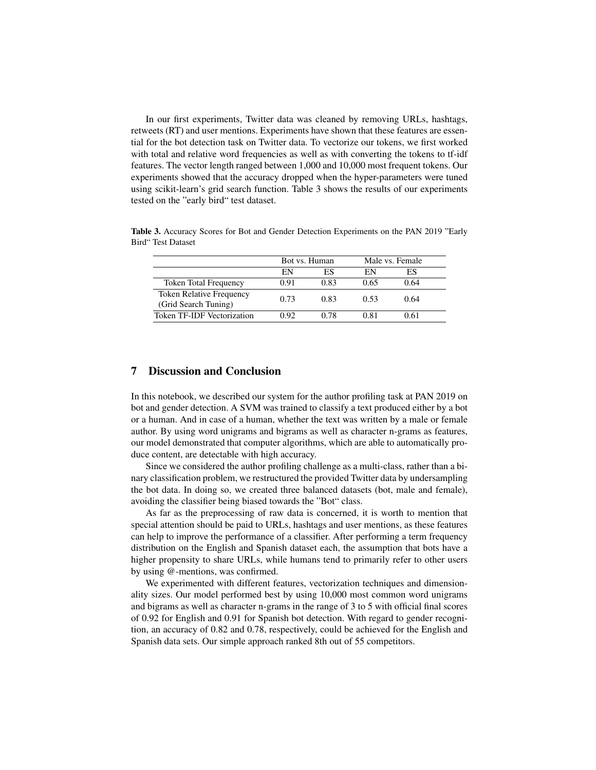In our first experiments, Twitter data was cleaned by removing URLs, hashtags, retweets (RT) and user mentions. Experiments have shown that these features are essential for the bot detection task on Twitter data. To vectorize our tokens, we first worked with total and relative word frequencies as well as with converting the tokens to tf-idf features. The vector length ranged between 1,000 and 10,000 most frequent tokens. Our experiments showed that the accuracy dropped when the hyper-parameters were tuned using scikit-learn's grid search function. Table 3 shows the results of our experiments tested on the "early bird" test dataset.

**Table 3.** Accuracy Scores for Bot and Gender Detection Experiments on the PAN 2019 "Early Bird" Test Dataset

| | Bot vs. Human | | Male vs. Female | |
|---|---|---|---|---|
| | EN | ES | EN | ES |
| Token Total Frequency | 0.91 | 0.83 | 0.65 | 0.64 |
| Token Relative Frequency (Grid Search Tuning) | 0.73 | 0.83 | 0.53 | 0.64 |
| Token TF-IDF Vectorization | 0.92 | 0.78 | 0.81 | 0.61 |

## 7 Discussion and Conclusion

In this notebook, we described our system for the author profiling task at PAN 2019 on bot and gender detection. A SVM was trained to classify a text produced either by a bot or a human. And in case of a human, whether the text was written by a male or female author. By using word unigrams and bigrams as well as character n-grams as features, our model demonstrated that computer algorithms, which are able to automatically produce content, are detectable with high accuracy.

Since we considered the author profiling challenge as a multi-class, rather than a binary classification problem, we restructured the provided Twitter data by undersampling the bot data. In doing so, we created three balanced datasets (bot, male and female), avoiding the classifier being biased towards the "Bot" class.

As far as the preprocessing of raw data is concerned, it is worth to mention that special attention should be paid to URLs, hashtags and user mentions, as these features can help to improve the performance of a classifier. After performing a term frequency distribution on the English and Spanish dataset each, the assumption that bots have a higher propensity to share URLs, while humans tend to primarily refer to other users by using @-mentions, was confirmed.

We experimented with different features, vectorization techniques and dimensionality sizes. Our model performed best by using 10,000 most common word unigrams and bigrams as well as character n-grams in the range of 3 to 5 with official final scores of 0.92 for English and 0.91 for Spanish bot detection. With regard to gender recognition, an accuracy of 0.82 and 0.78, respectively, could be achieved for the English and Spanish data sets. Our simple approach ranked 8th out of 55 competitors.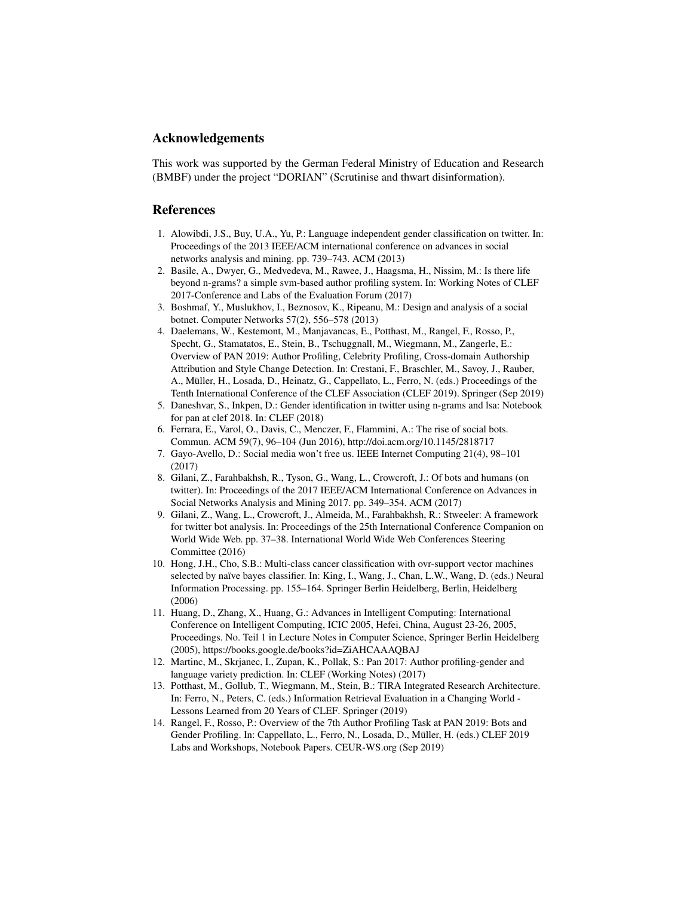## Acknowledgements

This work was supported by the German Federal Ministry of Education and Research (BMBF) under the project "DORIAN" (Scrutinise and thwart disinformation).

## References

1. Alowibdi, J.S., Buy, U.A., Yu, P.: Language independent gender classification on twitter. In: Proceedings of the 2013 IEEE/ACM international conference on advances in social networks analysis and mining. pp. 739–743. ACM (2013)
2. Basile, A., Dwyer, G., Medvedeva, M., Rawee, J., Haagsma, H., Nissim, M.: Is there life beyond n-grams? a simple svm-based author profiling system. In: Working Notes of CLEF 2017-Conference and Labs of the Evaluation Forum (2017)
3. Boshmaf, Y., Muslukhov, I., Beznosov, K., Ripeanu, M.: Design and analysis of a social botnet. Computer Networks 57(2), 556–578 (2013)
4. Daelemans, W., Kestemont, M., Manjavancas, E., Potthast, M., Rangel, F., Rosso, P., Specht, G., Stamatatos, E., Stein, B., Tschuggnall, M., Wiegmann, M., Zangerle, E.: Overview of PAN 2019: Author Profiling, Celebrity Profiling, Cross-domain Authorship Attribution and Style Change Detection. In: Crestani, F., Braschler, M., Savoy, J., Rauber, A., Müller, H., Losada, D., Heinatz, G., Cappellato, L., Ferro, N. (eds.) Proceedings of the Tenth International Conference of the CLEF Association (CLEF 2019). Springer (Sep 2019)
5. Daneshvar, S., Inkpen, D.: Gender identification in twitter using n-grams and lsa: Notebook for pan at clef 2018. In: CLEF (2018)
6. Ferrara, E., Varol, O., Davis, C., Menczer, F., Flammini, A.: The rise of social bots. Commun. ACM 59(7), 96–104 (Jun 2016), http://doi.acm.org/10.1145/2818717
7. Gayo-Avello, D.: Social media won't free us. IEEE Internet Computing 21(4), 98–101 (2017)
8. Gilani, Z., Farahbakhsh, R., Tyson, G., Wang, L., Crowcroft, J.: Of bots and humans (on twitter). In: Proceedings of the 2017 IEEE/ACM International Conference on Advances in Social Networks Analysis and Mining 2017. pp. 349–354. ACM (2017)
9. Gilani, Z., Wang, L., Crowcroft, J., Almeida, M., Farahbakhsh, R.: Stweeler: A framework for twitter bot analysis. In: Proceedings of the 25th International Conference Companion on World Wide Web. pp. 37–38. International World Wide Web Conferences Steering Committee (2016)
10. Hong, J.H., Cho, S.B.: Multi-class cancer classification with ovr-support vector machines selected by naïve bayes classifier. In: King, I., Wang, J., Chan, L.W., Wang, D. (eds.) Neural Information Processing. pp. 155–164. Springer Berlin Heidelberg, Berlin, Heidelberg (2006)
11. Huang, D., Zhang, X., Huang, G.: Advances in Intelligent Computing: International Conference on Intelligent Computing, ICIC 2005, Hefei, China, August 23-26, 2005, Proceedings. No. Teil 1 in Lecture Notes in Computer Science, Springer Berlin Heidelberg (2005), https://books.google.de/books?id=ZiAHCAAAQBAJ
12. Martinc, M., Skrjanec, I., Zupan, K., Pollak, S.: Pan 2017: Author profiling-gender and language variety prediction. In: CLEF (Working Notes) (2017)
13. Potthast, M., Gollub, T., Wiegmann, M., Stein, B.: TIRA Integrated Research Architecture. In: Ferro, N., Peters, C. (eds.) Information Retrieval Evaluation in a Changing World - Lessons Learned from 20 Years of CLEF. Springer (2019)
14. Rangel, F., Rosso, P.: Overview of the 7th Author Profiling Task at PAN 2019: Bots and Gender Profiling. In: Cappellato, L., Ferro, N., Losada, D., Müller, H. (eds.) CLEF 2019 Labs and Workshops, Notebook Papers. CEUR-WS.org (Sep 2019)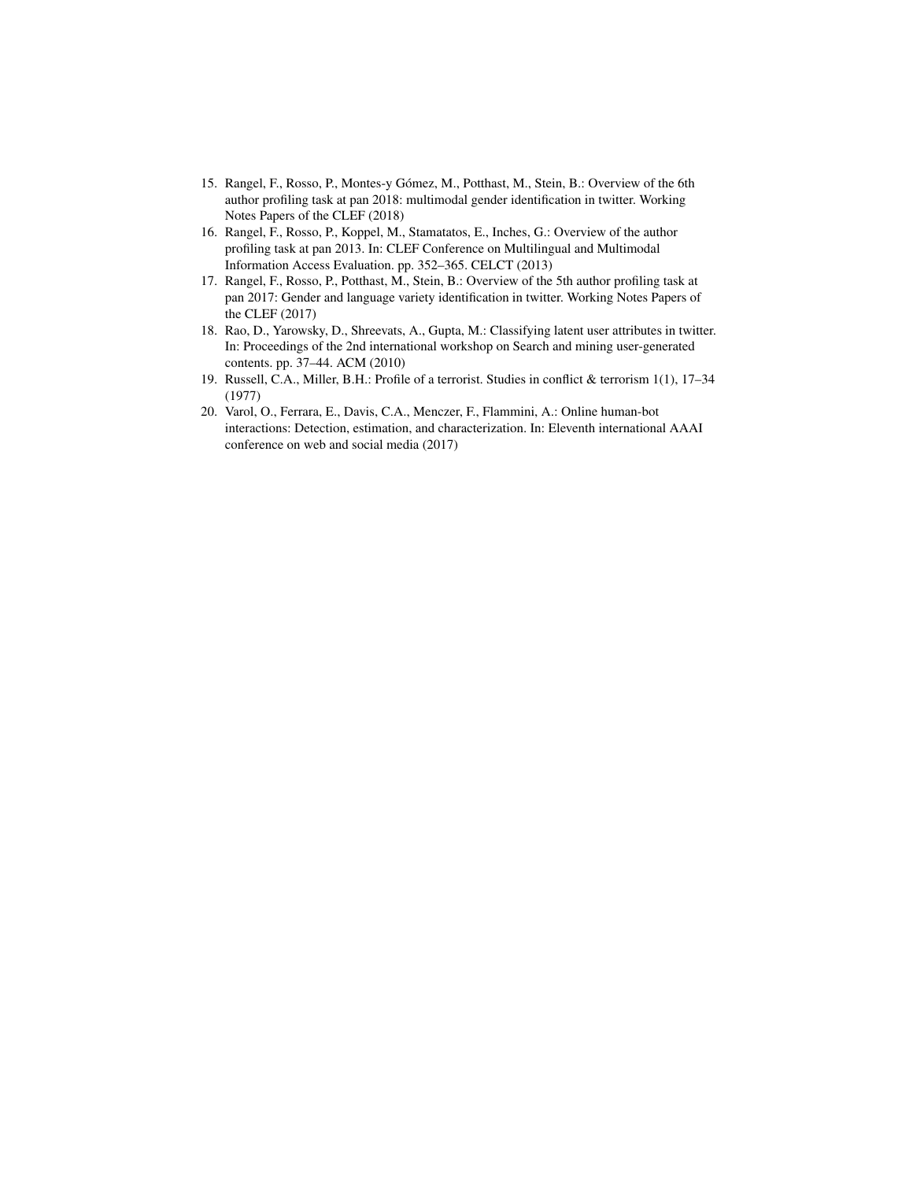15. Rangel, F., Rosso, P., Montes-y Gómez, M., Potthast, M., Stein, B.: Overview of the 6th author profiling task at pan 2018: multimodal gender identification in twitter. Working Notes Papers of the CLEF (2018)
16. Rangel, F., Rosso, P., Koppel, M., Stamatatos, E., Inches, G.: Overview of the author profiling task at pan 2013. In: CLEF Conference on Multilingual and Multimodal Information Access Evaluation. pp. 352–365. CELCT (2013)
17. Rangel, F., Rosso, P., Potthast, M., Stein, B.: Overview of the 5th author profiling task at pan 2017: Gender and language variety identification in twitter. Working Notes Papers of the CLEF (2017)
18. Rao, D., Yarowsky, D., Shreevats, A., Gupta, M.: Classifying latent user attributes in twitter. In: Proceedings of the 2nd international workshop on Search and mining user-generated contents. pp. 37–44. ACM (2010)
19. Russell, C.A., Miller, B.H.: Profile of a terrorist. Studies in conflict & terrorism 1(1), 17–34 (1977)
20. Varol, O., Ferrara, E., Davis, C.A., Menczer, F., Flammini, A.: Online human-bot interactions: Detection, estimation, and characterization. In: Eleventh international AAAI conference on web and social media (2017)